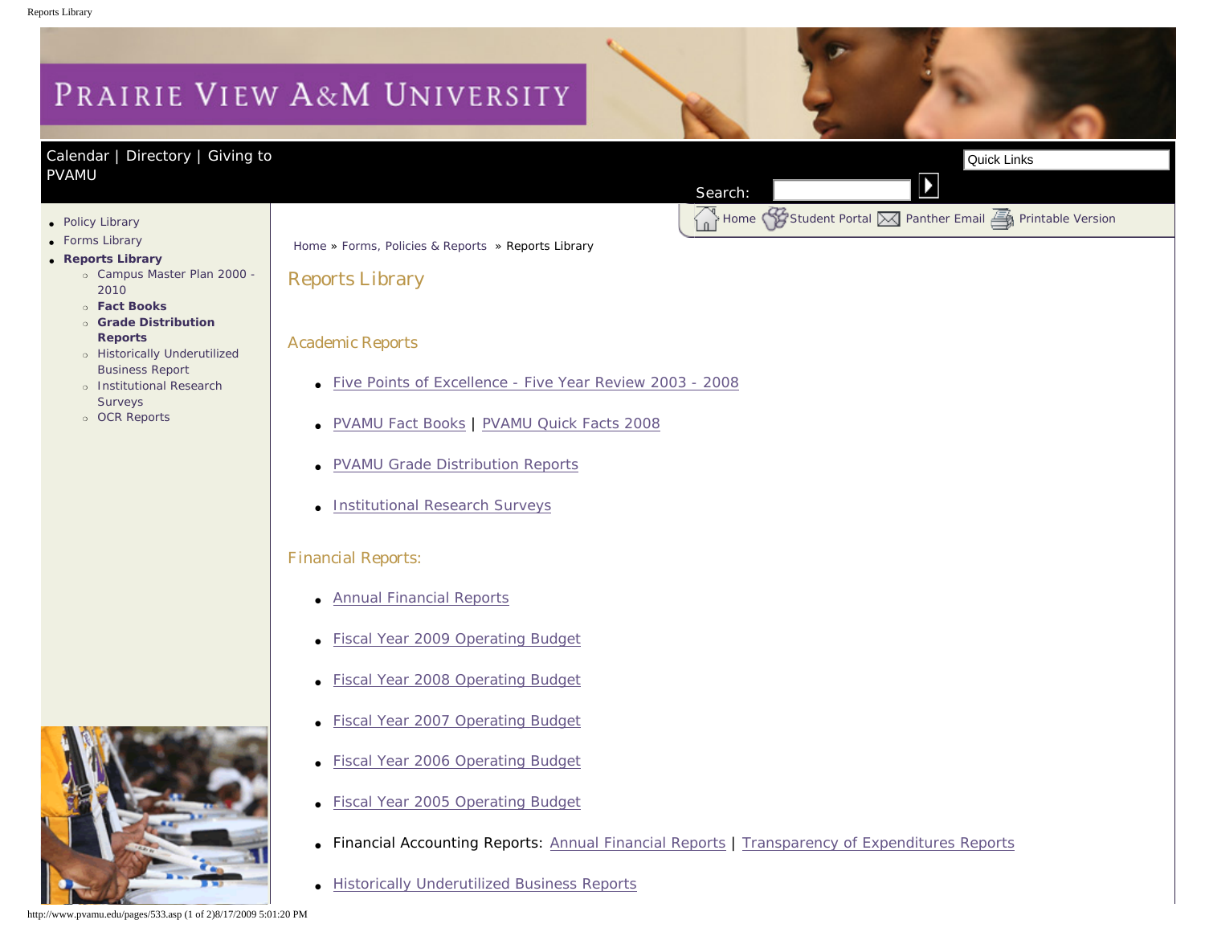# PRAIRIE VIEW A&M UNIVERSITY

Calendar | Directory | Giving to PVAMU

Quick Links

Search:

Home Student Portal Panther Email Printable Version

- Policy Library
- Forms Library
- **Reports Library**
  - Campus Master Plan 2000 - 2010
  - **Fact Books**
  - **Grade Distribution Reports**
  - Historically Underutilized Business Report
  - Institutional Research Surveys
  - OCR Reports

Home » Forms, Policies & Reports » Reports Library

## Reports Library

### Academic Reports

- Five Points of Excellence - Five Year Review 2003 - 2008
- PVAMU Fact Books | PVAMU Quick Facts 2008
- PVAMU Grade Distribution Reports
- Institutional Research Surveys

### Financial Reports:

- Annual Financial Reports
- Fiscal Year 2009 Operating Budget
- Fiscal Year 2008 Operating Budget
- Fiscal Year 2007 Operating Budget
- Fiscal Year 2006 Operating Budget
- Fiscal Year 2005 Operating Budget
- Financial Accounting Reports: Annual Financial Reports | Transparency of Expenditures Reports
- Historically Underutilized Business Reports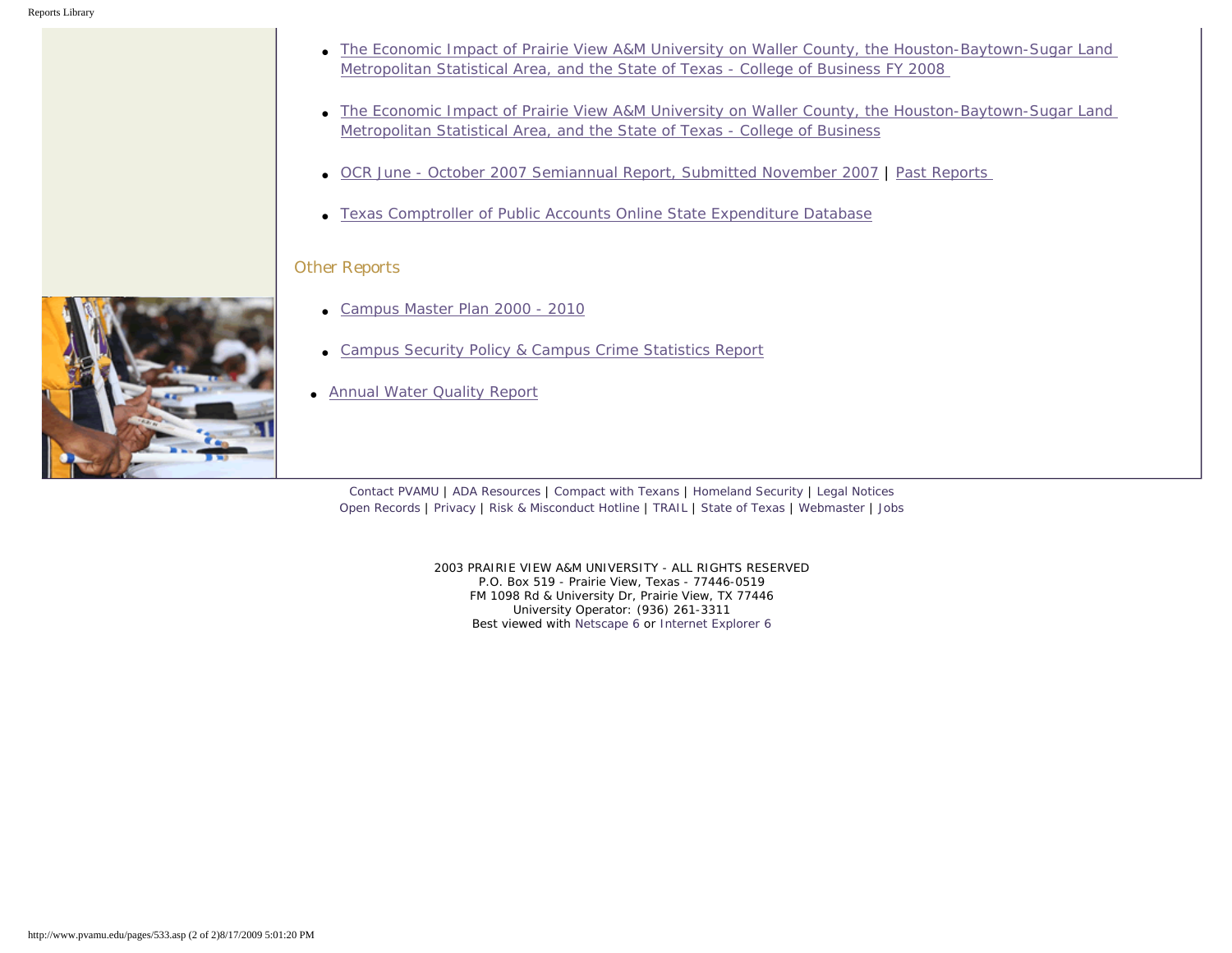- The Economic Impact of Prairie View A&M University on Waller County, the Houston-Baytown-Sugar Land Metropolitan Statistical Area, and the State of Texas - College of Business FY 2008
- The Economic Impact of Prairie View A&M University on Waller County, the Houston-Baytown-Sugar Land Metropolitan Statistical Area, and the State of Texas - College of Business
- OCR June - October 2007 Semiannual Report, Submitted November 2007 | Past Reports
- Texas Comptroller of Public Accounts Online State Expenditure Database

## Other Reports

- Campus Master Plan 2000 - 2010
- Campus Security Policy & Campus Crime Statistics Report
- Annual Water Quality Report

Contact PVAMU | ADA Resources | Compact with Texans | Homeland Security | Legal Notices
Open Records | Privacy | Risk & Misconduct Hotline | TRAIL | State of Texas | Webmaster | Jobs

2003 PRAIRIE VIEW A&M UNIVERSITY - ALL RIGHTS RESERVED
P.O. Box 519 - Prairie View, Texas - 77446-0519
FM 1098 Rd & University Dr, Prairie View, TX 77446
University Operator: (936) 261-3311
Best viewed with Netscape 6 or Internet Explorer 6